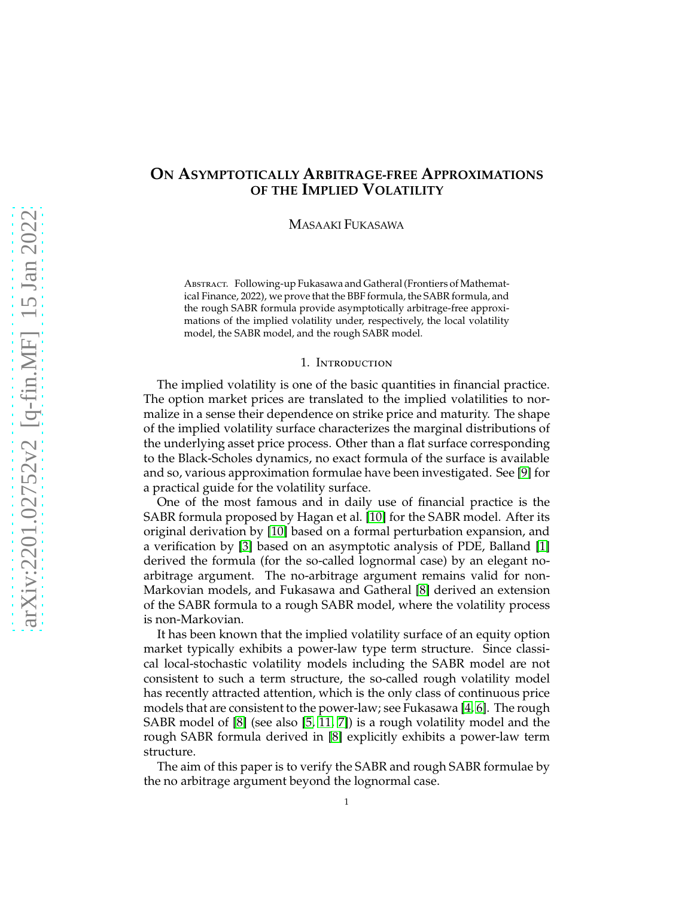# On Asymptotically Arbitrage-free Approximations of the Implied Volatility

Masaaki Fukasawa

Abstract. Following-up Fukasawa and Gatheral (Frontiers of Mathematical Finance, 2022), we prove that the BBF formula, the SABR formula, and the rough SABR formula provide asymptotically arbitrage-free approximations of the implied volatility under, respectively, the local volatility model, the SABR model, and the rough SABR model.

## 1. Introduction

The implied volatility is one of the basic quantities in financial practice. The option market prices are translated to the implied volatilities to normalize in a sense their dependence on strike price and maturity. The shape of the implied volatility surface characterizes the marginal distributions of the underlying asset price process. Other than a flat surface corresponding to the Black-Scholes dynamics, no exact formula of the surface is available and so, various approximation formulae have been investigated. See [9] for a practical guide for the volatility surface.

One of the most famous and in daily use of financial practice is the SABR formula proposed by Hagan et al. [10] for the SABR model. After its original derivation by [10] based on a formal perturbation expansion, and a verification by [3] based on an asymptotic analysis of PDE, Balland [1] derived the formula (for the so-called lognormal case) by an elegant no-arbitrage argument. The no-arbitrage argument remains valid for non-Markovian models, and Fukasawa and Gatheral [8] derived an extension of the SABR formula to a rough SABR model, where the volatility process is non-Markovian.

It has been known that the implied volatility surface of an equity option market typically exhibits a power-law type term structure. Since classical local-stochastic volatility models including the SABR model are not consistent to such a term structure, the so-called rough volatility model has recently attracted attention, which is the only class of continuous price models that are consistent to the power-law; see Fukasawa [4, 6]. The rough SABR model of [8] (see also [5, 11, 7]) is a rough volatility model and the rough SABR formula derived in [8] explicitly exhibits a power-law term structure.

The aim of this paper is to verify the SABR and rough SABR formulae by the no arbitrage argument beyond the lognormal case.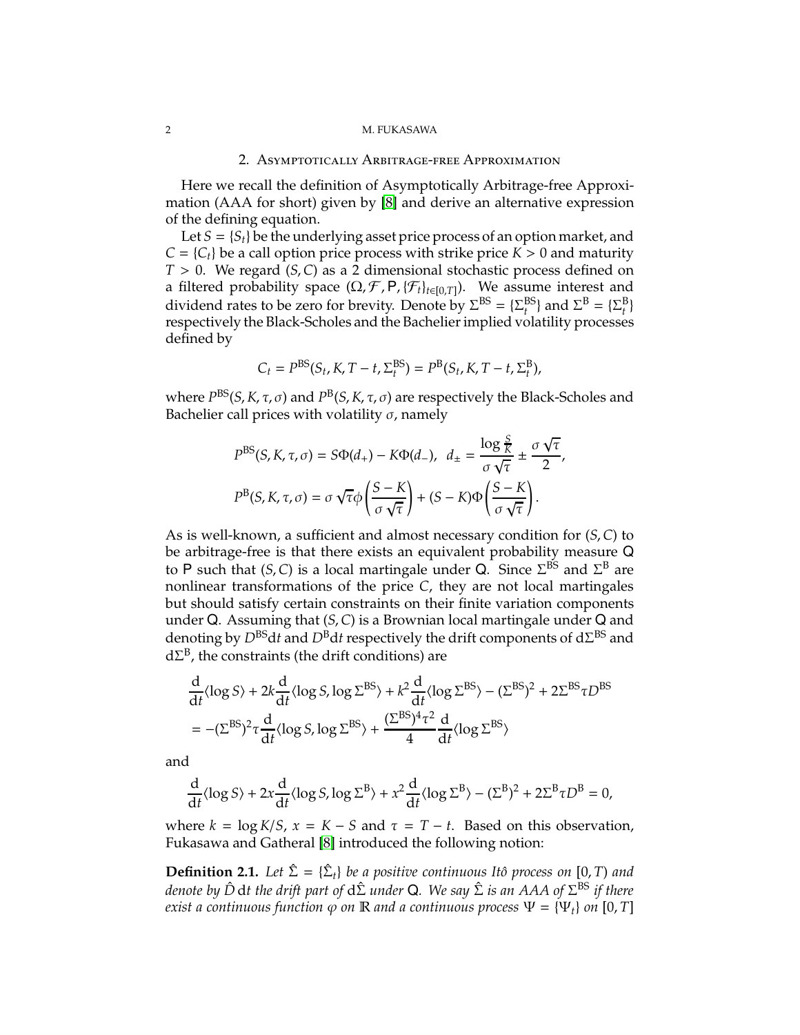## 2. Asymptotically Arbitrage-free Approximation

Here we recall the definition of Asymptotically Arbitrage-free Approximation (AAA for short) given by [8] and derive an alternative expression of the defining equation.

Let $S = \{S_t\}$ be the underlying asset price process of an option market, and $C = \{C_t\}$ be a call option price process with strike price $K > 0$ and maturity $T > 0$. We regard $(S, C)$ as a 2 dimensional stochastic process defined on a filtered probability space $(\Omega, \mathcal{F}, \mathsf{P}, \{\mathcal{F}_t\}_{t\in[0,T]})$. We assume interest and dividend rates to be zero for brevity. Denote by $\Sigma^{\mathrm{BS}} = \{\Sigma^{\mathrm{BS}}_t\}$ and $\Sigma^{\mathrm{B}} = \{\Sigma^{\mathrm{B}}_t\}$ respectively the Black-Scholes and the Bachelier implied volatility processes defined by

$$C_t = P^{\mathrm{BS}}(S_t, K, T-t, \Sigma^{\mathrm{BS}}_t) = P^{\mathrm{B}}(S_t, K, T-t, \Sigma^{\mathrm{B}}_t),$$

where $P^{\mathrm{BS}}(S, K, \tau, \sigma)$ and $P^{\mathrm{B}}(S, K, \tau, \sigma)$ are respectively the Black-Scholes and Bachelier call prices with volatility $\sigma$, namely

$$P^{\mathrm{BS}}(S, K, \tau, \sigma) = S\Phi(d_+) - K\Phi(d_-), \quad d_\pm = \frac{\log \frac{S}{K}}{\sigma\sqrt{\tau}} \pm \frac{\sigma\sqrt{\tau}}{2},$$
$$P^{\mathrm{B}}(S, K, \tau, \sigma) = \sigma\sqrt{\tau}\phi\left(\frac{S-K}{\sigma\sqrt{\tau}}\right) + (S-K)\Phi\left(\frac{S-K}{\sigma\sqrt{\tau}}\right).$$

As is well-known, a sufficient and almost necessary condition for $(S, C)$ to be arbitrage-free is that there exists an equivalent probability measure $\mathsf{Q}$ to $\mathsf{P}$ such that $(S, C)$ is a local martingale under $\mathsf{Q}$. Since $\Sigma^{\mathrm{BS}}$ and $\Sigma^{\mathrm{B}}$ are nonlinear transformations of the price $C$, they are not local martingales but should satisfy certain constraints on their finite variation components under $\mathsf{Q}$. Assuming that $(S, C)$ is a Brownian local martingale under $\mathsf{Q}$ and denoting by $D^{\mathrm{BS}}\mathrm{d}t$ and $D^{\mathrm{B}}\mathrm{d}t$ respectively the drift components of $\mathrm{d}\Sigma^{\mathrm{BS}}$ and $\mathrm{d}\Sigma^{\mathrm{B}}$, the constraints (the drift conditions) are

$$\begin{aligned}
&\frac{\mathrm{d}}{\mathrm{d}t}\langle \log S\rangle + 2k\frac{\mathrm{d}}{\mathrm{d}t}\langle \log S, \log \Sigma^{\mathrm{BS}}\rangle + k^2\frac{\mathrm{d}}{\mathrm{d}t}\langle \log \Sigma^{\mathrm{BS}}\rangle - (\Sigma^{\mathrm{BS}})^2 + 2\Sigma^{\mathrm{BS}}\tau D^{\mathrm{BS}} \\
&= -(\Sigma^{\mathrm{BS}})^2\tau\frac{\mathrm{d}}{\mathrm{d}t}\langle \log S, \log \Sigma^{\mathrm{BS}}\rangle + \frac{(\Sigma^{\mathrm{BS}})^4\tau^2}{4}\frac{\mathrm{d}}{\mathrm{d}t}\langle \log \Sigma^{\mathrm{BS}}\rangle
\end{aligned}$$

and

$$\frac{\mathrm{d}}{\mathrm{d}t}\langle \log S\rangle + 2x\frac{\mathrm{d}}{\mathrm{d}t}\langle \log S, \log \Sigma^{\mathrm{B}}\rangle + x^2\frac{\mathrm{d}}{\mathrm{d}t}\langle \log \Sigma^{\mathrm{B}}\rangle - (\Sigma^{\mathrm{B}})^2 + 2\Sigma^{\mathrm{B}}\tau D^{\mathrm{B}} = 0,$$

where $k = \log K/S$, $x = K - S$ and $\tau = T - t$. Based on this observation, Fukasawa and Gatheral [8] introduced the following notion:

**Definition 2.1.** *Let $\hat{\Sigma} = \{\hat{\Sigma}_t\}$ be a positive continuous Itô process on $[0, T)$ and denote by $\hat{D}\,\mathrm{d}t$ the drift part of $\mathrm{d}\hat{\Sigma}$ under $\mathsf{Q}$. We say $\hat{\Sigma}$ is an AAA of $\Sigma^{\mathrm{BS}}$ if there exist a continuous function $\varphi$ on $\mathbb{R}$ and a continuous process $\Psi = \{\Psi_t\}$ on $[0, T]$*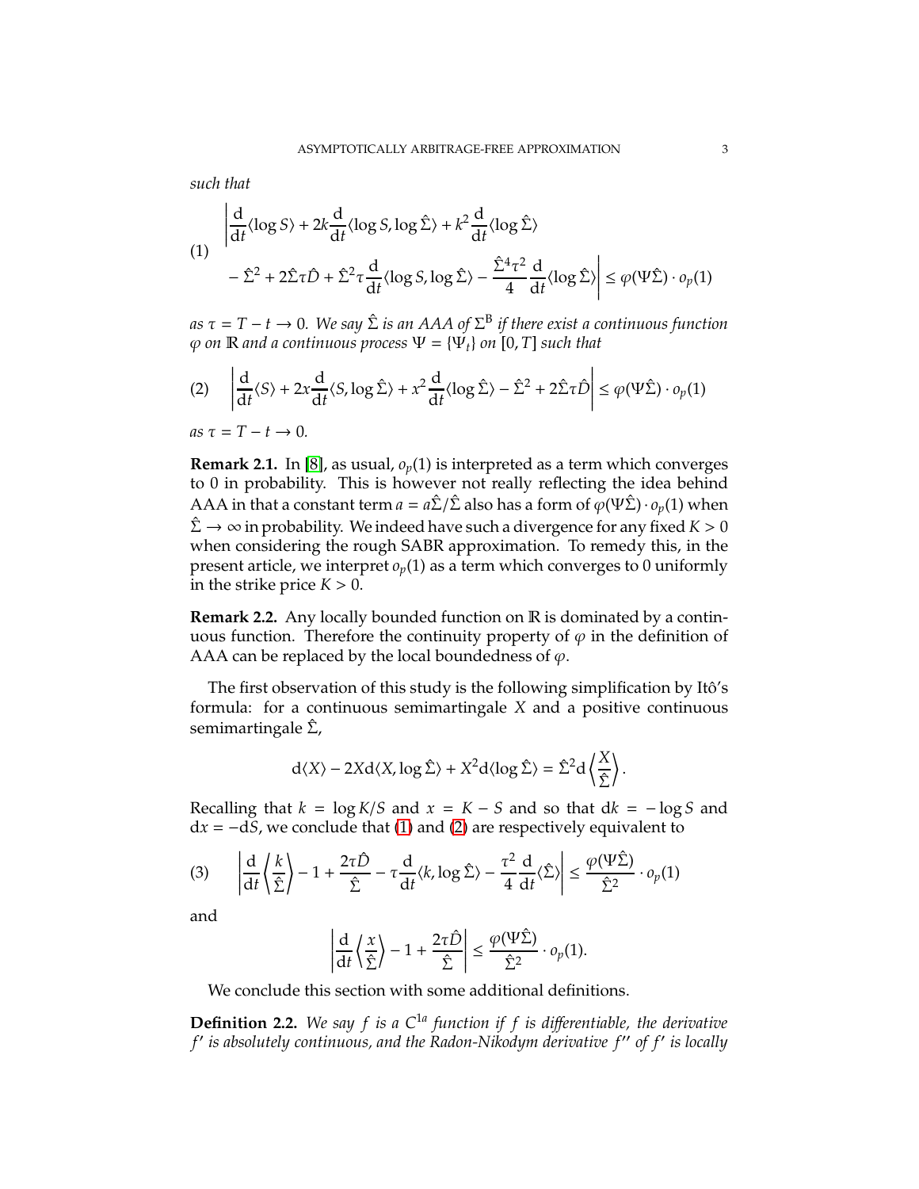*such that*

$$
\begin{aligned}
(1)\qquad &\left| \frac{\mathrm{d}}{\mathrm{d}t}\langle \log S\rangle + 2k\frac{\mathrm{d}}{\mathrm{d}t}\langle \log S, \log \hat{\Sigma}\rangle + k^2 \frac{\mathrm{d}}{\mathrm{d}t}\langle \log \hat{\Sigma}\rangle \right. \\
&\left. - \hat{\Sigma}^2 + 2\hat{\Sigma}\tau\hat{D} + \hat{\Sigma}^2\tau\frac{\mathrm{d}}{\mathrm{d}t}\langle \log S, \log \hat{\Sigma}\rangle - \frac{\hat{\Sigma}^4\tau^2}{4}\frac{\mathrm{d}}{\mathrm{d}t}\langle \log \hat{\Sigma}\rangle \right| \leq \varphi(\Psi\hat{\Sigma}) \cdot o_p(1)
\end{aligned}
$$

*as* $\tau = T - t \to 0$. *We say* $\hat{\Sigma}$ *is an AAA of* $\Sigma^{\mathrm{B}}$ *if there exist a continuous function* $\varphi$ *on* $\mathbb{R}$ *and a continuous process* $\Psi = \{\Psi_t\}$ *on* $[0, T]$ *such that*

$$
(2)\qquad \left| \frac{\mathrm{d}}{\mathrm{d}t}\langle S\rangle + 2x\frac{\mathrm{d}}{\mathrm{d}t}\langle S, \log \hat{\Sigma}\rangle + x^2\frac{\mathrm{d}}{\mathrm{d}t}\langle \log \hat{\Sigma}\rangle - \hat{\Sigma}^2 + 2\hat{\Sigma}\tau\hat{D} \right| \leq \varphi(\Psi\hat{\Sigma}) \cdot o_p(1)
$$

*as* $\tau = T - t \to 0$.

**Remark 2.1.** In [8], as usual, $o_p(1)$ is interpreted as a term which converges to 0 in probability. This is however not really reflecting the idea behind AAA in that a constant term $a = a\hat{\Sigma}/\hat{\Sigma}$ also has a form of $\varphi(\Psi\hat{\Sigma}) \cdot o_p(1)$ when $\hat{\Sigma} \to \infty$ in probability. We indeed have such a divergence for any fixed $K > 0$ when considering the rough SABR approximation. To remedy this, in the present article, we interpret $o_p(1)$ as a term which converges to 0 uniformly in the strike price $K > 0$.

**Remark 2.2.** Any locally bounded function on $\mathbb{R}$ is dominated by a continuous function. Therefore the continuity property of $\varphi$ in the definition of AAA can be replaced by the local boundedness of $\varphi$.

The first observation of this study is the following simplification by Itô's formula: for a continuous semimartingale $X$ and a positive continuous semimartingale $\hat{\Sigma}$,

$$
\mathrm{d}\langle X\rangle - 2X\mathrm{d}\langle X, \log \hat{\Sigma}\rangle + X^2\mathrm{d}\langle \log \hat{\Sigma}\rangle = \hat{\Sigma}^2\mathrm{d}\left\langle \frac{X}{\hat{\Sigma}} \right\rangle.
$$

Recalling that $k = \log K/S$ and $x = K - S$ and so that $\mathrm{d}k = -\log S$ and $\mathrm{d}x = -\mathrm{d}S$, we conclude that (1) and (2) are respectively equivalent to

$$
(3)\qquad \left| \frac{\mathrm{d}}{\mathrm{d}t}\left\langle \frac{k}{\hat{\Sigma}} \right\rangle - 1 + \frac{2\tau\hat{D}}{\hat{\Sigma}} - \tau\frac{\mathrm{d}}{\mathrm{d}t}\langle k, \log \hat{\Sigma}\rangle - \frac{\tau^2}{4}\frac{\mathrm{d}}{\mathrm{d}t}\langle \hat{\Sigma}\rangle \right| \leq \frac{\varphi(\Psi\hat{\Sigma})}{\hat{\Sigma}^2} \cdot o_p(1)
$$

and

$$
\left| \frac{\mathrm{d}}{\mathrm{d}t}\left\langle \frac{x}{\hat{\Sigma}} \right\rangle - 1 + \frac{2\tau\hat{D}}{\hat{\Sigma}} \right| \leq \frac{\varphi(\Psi\hat{\Sigma})}{\hat{\Sigma}^2} \cdot o_p(1).
$$

We conclude this section with some additional definitions.

**Definition 2.2.** *We say* $f$ *is a* $C^{1a}$ *function if* $f$ *is differentiable, the derivative* $f'$ *is absolutely continuous, and the Radon-Nikodym derivative* $f''$ *of* $f'$ *is locally*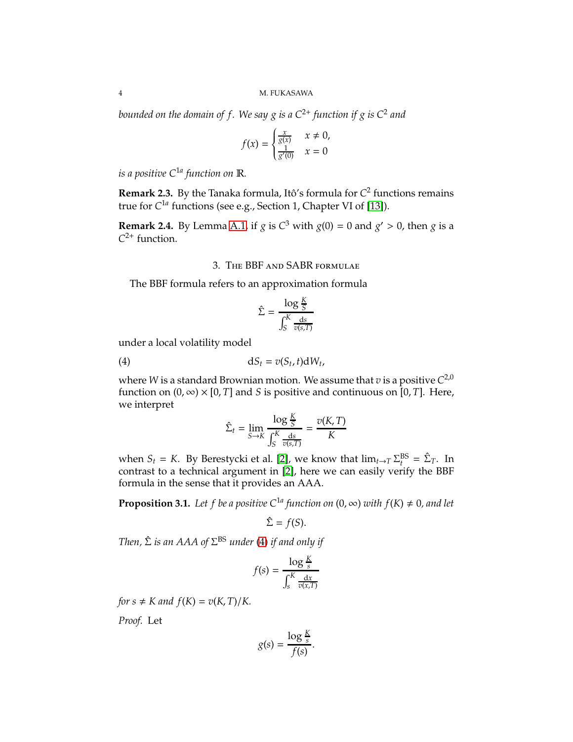*bounded on the domain of $f$. We say $g$ is a $C^{2+}$ function if $g$ is $C^2$ and*

$$f(x) = \begin{cases} \frac{x}{g(x)} & x \neq 0, \\ \frac{1}{g'(0)} & x = 0 \end{cases}$$

*is a positive $C^{1a}$ function on $\mathbb{R}$.*

**Remark 2.3.** By the Tanaka formula, Itô's formula for $C^2$ functions remains true for $C^{1a}$ functions (see e.g., Section 1, Chapter VI of [13]).

**Remark 2.4.** By Lemma A.1, if $g$ is $C^3$ with $g(0) = 0$ and $g' > 0$, then $g$ is a $C^{2+}$ function.

## 3. The BBF and SABR formulae

The BBF formula refers to an approximation formula

$$\hat{\Sigma} = \frac{\log \frac{K}{S}}{\int_S^K \frac{\mathrm{d}s}{v(s,T)}}$$

under a local volatility model

$$\mathrm{d}S_t = v(S_t, t)\mathrm{d}W_t, \tag{4}$$

where $W$ is a standard Brownian motion. We assume that $v$ is a positive $C^{2,0}$ function on $(0, \infty) \times [0, T]$ and $S$ is positive and continuous on $[0, T]$. Here, we interpret

$$\hat{\Sigma}_t = \lim_{S \to K} \frac{\log \frac{K}{S}}{\int_S^K \frac{\mathrm{d}s}{v(s,T)}} = \frac{v(K, T)}{K}$$

when $S_t = K$. By Berestycki et al. [2], we know that $\lim_{t \to T} \Sigma_t^{\mathrm{BS}} = \hat{\Sigma}_T$. In contrast to a technical argument in [2], here we can easily verify the BBF formula in the sense that it provides an AAA.

**Proposition 3.1.** *Let $f$ be a positive $C^{1a}$ function on $(0, \infty)$ with $f(K) \neq 0$, and let*

$$\hat{\Sigma} = f(S).$$

*Then, $\hat{\Sigma}$ is an AAA of $\Sigma^{\mathrm{BS}}$ under (4) if and only if*

$$f(s) = \frac{\log \frac{K}{s}}{\int_s^K \frac{\mathrm{d}x}{v(x,T)}}$$

*for $s \neq K$ and $f(K) = v(K, T)/K$.*

*Proof.* Let

$$g(s) = \frac{\log \frac{K}{s}}{f(s)}.$$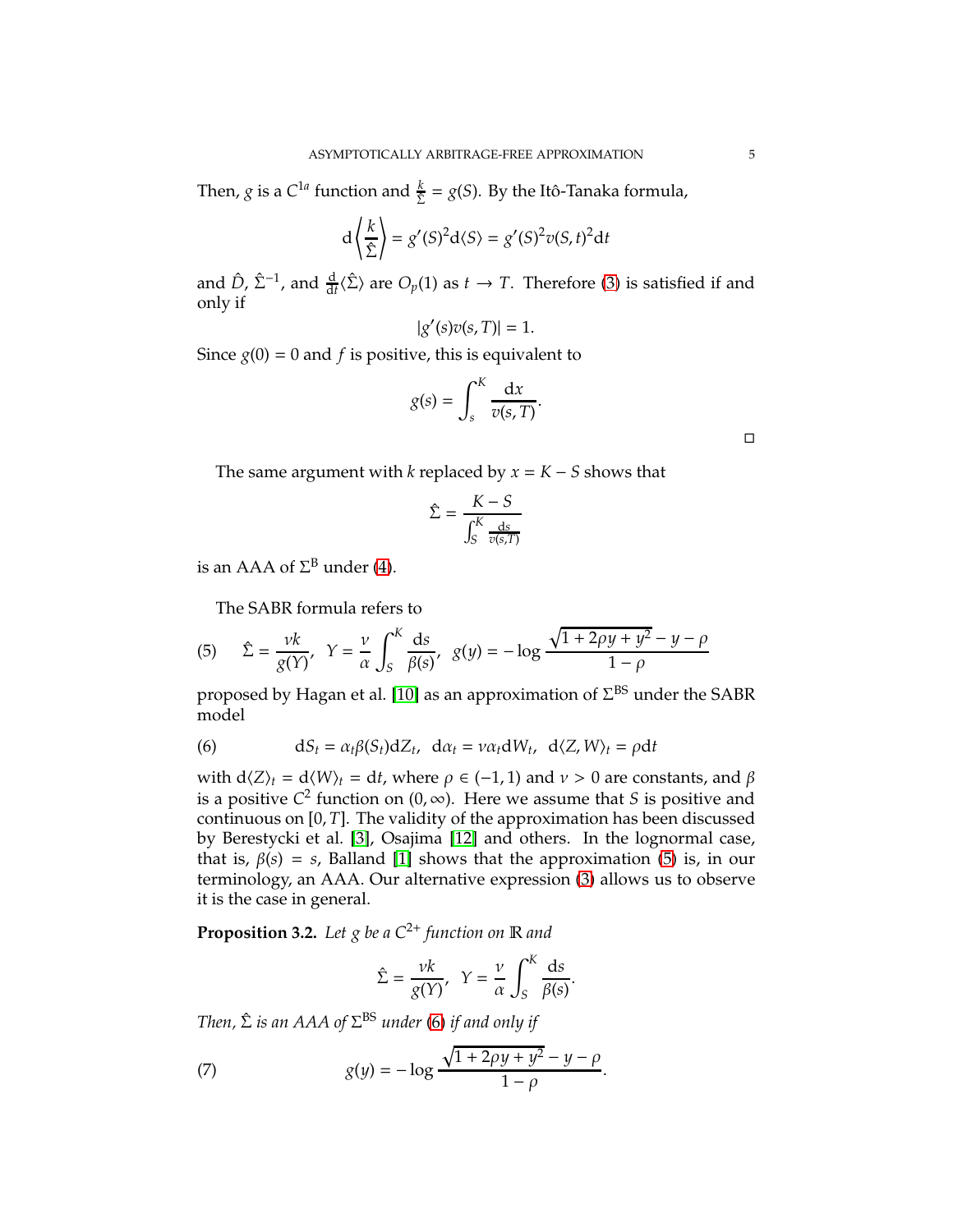Then, $g$ is a $C^{1a}$ function and $\frac{k}{\hat{\Sigma}} = g(S)$. By the Itô-Tanaka formula,

$$\mathrm{d}\left\langle \frac{k}{\hat{\Sigma}} \right\rangle = g'(S)^2 \mathrm{d}\langle S \rangle = g'(S)^2 v(S,t)^2 \mathrm{d}t$$

and $\hat{D}$, $\hat{\Sigma}^{-1}$, and $\frac{\mathrm{d}}{\mathrm{d}t}\langle \hat{\Sigma} \rangle$ are $O_p(1)$ as $t \to T$. Therefore (3) is satisfied if and only if

$$|g'(s)v(s,T)| = 1.$$

Since $g(0) = 0$ and $f$ is positive, this is equivalent to

$$g(s) = \int_s^K \frac{\mathrm{d}x}{v(s,T)}.$$

□

The same argument with $k$ replaced by $x = K - S$ shows that

$$\hat{\Sigma} = \frac{K - S}{\int_S^K \frac{\mathrm{d}s}{v(s,T)}}$$

is an AAA of $\Sigma^{\mathrm{B}}$ under (4).

The SABR formula refers to

$$\hat{\Sigma} = \frac{\nu k}{g(Y)}, \quad Y = \frac{\nu}{\alpha} \int_S^K \frac{\mathrm{d}s}{\beta(s)}, \quad g(y) = -\log \frac{\sqrt{1 + 2\rho y + y^2} - y - \rho}{1 - \rho} \tag{5}$$

proposed by Hagan et al. [10] as an approximation of $\Sigma^{\mathrm{BS}}$ under the SABR model

$$\mathrm{d}S_t = \alpha_t \beta(S_t) \mathrm{d}Z_t, \quad \mathrm{d}\alpha_t = \nu \alpha_t \mathrm{d}W_t, \quad \mathrm{d}\langle Z, W \rangle_t = \rho \mathrm{d}t \tag{6}$$

with $\mathrm{d}\langle Z \rangle_t = \mathrm{d}\langle W \rangle_t = \mathrm{d}t$, where $\rho \in (-1, 1)$ and $\nu > 0$ are constants, and $\beta$ is a positive $C^2$ function on $(0, \infty)$. Here we assume that $S$ is positive and continuous on $[0, T]$. The validity of the approximation has been discussed by Berestycki et al. [3], Osajima [12] and others. In the lognormal case, that is, $\beta(s) = s$, Balland [1] shows that the approximation (5) is, in our terminology, an AAA. Our alternative expression (3) allows us to observe it is the case in general.

**Proposition 3.2.** *Let $g$ be a $C^{2+}$ function on $\mathbb{R}$ and*

$$\hat{\Sigma} = \frac{\nu k}{g(Y)}, \quad Y = \frac{\nu}{\alpha} \int_S^K \frac{\mathrm{d}s}{\beta(s)}.$$

*Then, $\hat{\Sigma}$ is an AAA of $\Sigma^{\mathrm{BS}}$ under (6) if and only if*

$$g(y) = -\log \frac{\sqrt{1 + 2\rho y + y^2} - y - \rho}{1 - \rho}. \tag{7}$$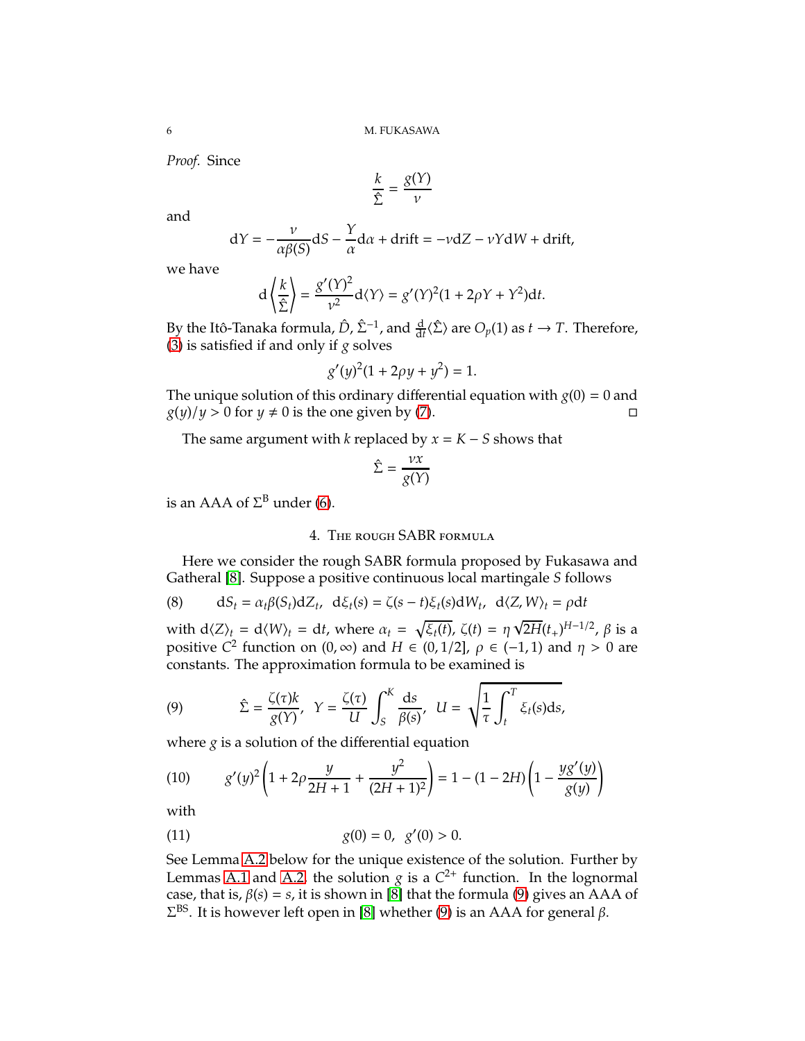*Proof.* Since

$$\frac{k}{\hat{\Sigma}} = \frac{g(Y)}{\nu}$$

and

$$\mathrm{d}Y = -\frac{\nu}{\alpha\beta(S)}\mathrm{d}S - \frac{Y}{\alpha}\mathrm{d}\alpha + \text{drift} = -\nu \mathrm{d}Z - \nu Y \mathrm{d}W + \text{drift},$$

we have

$$\mathrm{d}\left\langle \frac{k}{\hat{\Sigma}} \right\rangle = \frac{g'(Y)^2}{\nu^2}\mathrm{d}\langle Y \rangle = g'(Y)^2(1 + 2\rho Y + Y^2)\mathrm{d}t.$$

By the Itô-Tanaka formula, $\hat{D}$, $\hat{\Sigma}^{-1}$, and $\frac{\mathrm{d}}{\mathrm{d}t}\langle \hat{\Sigma} \rangle$ are $O_p(1)$ as $t \to T$. Therefore, (3) is satisfied if and only if $g$ solves

$$g'(y)^2(1 + 2\rho y + y^2) = 1.$$

The unique solution of this ordinary differential equation with $g(0) = 0$ and $g(y)/y > 0$ for $y \neq 0$ is the one given by (7). □

The same argument with $k$ replaced by $x = K - S$ shows that

$$\hat{\Sigma} = \frac{\nu x}{g(Y)}$$

is an AAA of $\Sigma^{\mathrm{B}}$ under (6).

## 4. The rough SABR formula

Here we consider the rough SABR formula proposed by Fukasawa and Gatheral [8]. Suppose a positive continuous local martingale $S$ follows

$$\mathrm{d}S_t = \alpha_t \beta(S_t)\mathrm{d}Z_t, \quad \mathrm{d}\xi_t(s) = \zeta(s-t)\xi_t(s)\mathrm{d}W_t, \quad \mathrm{d}\langle Z, W \rangle_t = \rho \mathrm{d}t \tag{8}$$

with $\mathrm{d}\langle Z \rangle_t = \mathrm{d}\langle W \rangle_t = \mathrm{d}t$, where $\alpha_t = \sqrt{\xi_t(t)}$, $\zeta(t) = \eta\sqrt{2H}(t_+)^{H-1/2}$, $\beta$ is a positive $C^2$ function on $(0, \infty)$ and $H \in (0, 1/2]$, $\rho \in (-1, 1)$ and $\eta > 0$ are constants. The approximation formula to be examined is

$$\hat{\Sigma} = \frac{\zeta(\tau)k}{g(Y)}, \quad Y = \frac{\zeta(\tau)}{U}\int_S^K \frac{\mathrm{d}s}{\beta(s)}, \quad U = \sqrt{\frac{1}{\tau}\int_t^T \xi_t(s)\mathrm{d}s}, \tag{9}$$

where $g$ is a solution of the differential equation

$$g'(y)^2\left(1 + 2\rho\frac{y}{2H+1} + \frac{y^2}{(2H+1)^2}\right) = 1 - (1-2H)\left(1 - \frac{yg'(y)}{g(y)}\right) \tag{10}$$

with

$$g(0) = 0, \quad g'(0) > 0. \tag{11}$$

See Lemma A.2 below for the unique existence of the solution. Further by Lemmas A.1 and A.2, the solution $g$ is a $C^{2+}$ function. In the lognormal case, that is, $\beta(s) = s$, it is shown in [8] that the formula (9) gives an AAA of $\Sigma^{\mathrm{BS}}$. It is however left open in [8] whether (9) is an AAA for general $\beta$.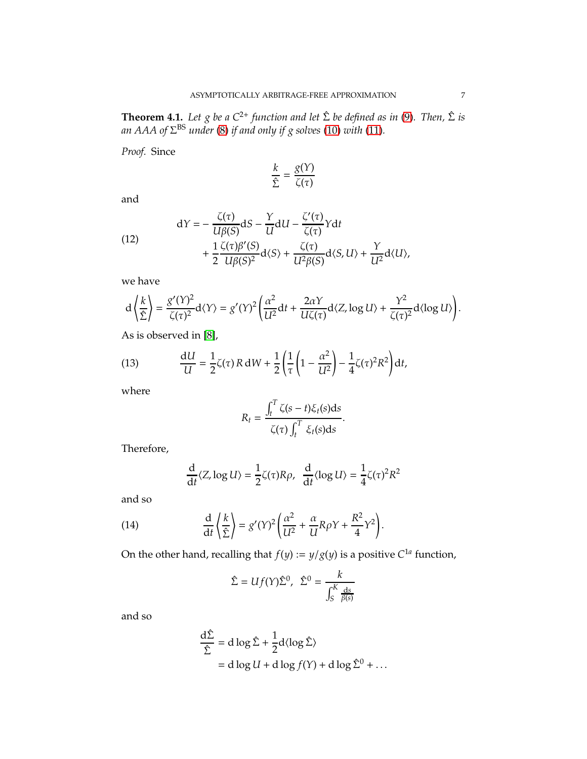**Theorem 4.1.** *Let $g$ be a $C^{2+}$ function and let $\hat{\Sigma}$ be defined as in (9). Then, $\hat{\Sigma}$ is an AAA of $\Sigma^{\mathrm{BS}}$ under (8) if and only if $g$ solves (10) with (11).*

*Proof.* Since

$$\frac{k}{\hat{\Sigma}} = \frac{g(Y)}{\zeta(\tau)}$$

and

$$\begin{aligned}
\mathrm{d}Y = &-\frac{\zeta(\tau)}{U\beta(S)}\mathrm{d}S - \frac{Y}{U}\mathrm{d}U - \frac{\zeta'(\tau)}{\zeta(\tau)}Y\mathrm{d}t \\
&+ \frac{1}{2}\frac{\zeta(\tau)\beta'(S)}{U\beta(S)^2}\mathrm{d}\langle S\rangle + \frac{\zeta(\tau)}{U^2\beta(S)}\mathrm{d}\langle S, U\rangle + \frac{Y}{U^2}\mathrm{d}\langle U\rangle,
\end{aligned} \tag{12}$$

we have

$$\mathrm{d}\left\langle \frac{k}{\hat{\Sigma}} \right\rangle = \frac{g'(Y)^2}{\zeta(\tau)^2}\mathrm{d}\langle Y\rangle = g'(Y)^2\left(\frac{\alpha^2}{U^2}\mathrm{d}t + \frac{2\alpha Y}{U\zeta(\tau)}\mathrm{d}\langle Z, \log U\rangle + \frac{Y^2}{\zeta(\tau)^2}\mathrm{d}\langle \log U\rangle\right).$$

As is observed in [8],

$$\frac{\mathrm{d}U}{U} = \frac{1}{2}\zeta(\tau)\,R\,\mathrm{d}W + \frac{1}{2}\left(\frac{1}{\tau}\left(1 - \frac{\alpha^2}{U^2}\right) - \frac{1}{4}\zeta(\tau)^2R^2\right)\mathrm{d}t, \tag{13}$$

where

$$R_t = \frac{\int_t^T \zeta(s-t)\xi_t(s)\mathrm{d}s}{\zeta(\tau)\int_t^T \xi_t(s)\mathrm{d}s}.$$

Therefore,

$$\frac{\mathrm{d}}{\mathrm{d}t}\langle Z, \log U\rangle = \frac{1}{2}\zeta(\tau)R\rho, \quad \frac{\mathrm{d}}{\mathrm{d}t}\langle \log U\rangle = \frac{1}{4}\zeta(\tau)^2R^2$$

and so

$$\frac{\mathrm{d}}{\mathrm{d}t}\left\langle \frac{k}{\hat{\Sigma}} \right\rangle = g'(Y)^2\left(\frac{\alpha^2}{U^2} + \frac{\alpha}{U}R\rho Y + \frac{R^2}{4}Y^2\right). \tag{14}$$

On the other hand, recalling that $f(y) := y/g(y)$ is a positive $C^{1a}$ function,

$$\hat{\Sigma} = Uf(Y)\hat{\Sigma}^0, \quad \hat{\Sigma}^0 = \frac{k}{\int_S^K \frac{\mathrm{d}s}{\beta(s)}}$$

and so

$$\begin{aligned}
\frac{\mathrm{d}\hat{\Sigma}}{\hat{\Sigma}} &= \mathrm{d}\log\hat{\Sigma} + \frac{1}{2}\mathrm{d}\langle \log\hat{\Sigma}\rangle \\
&= \mathrm{d}\log U + \mathrm{d}\log f(Y) + \mathrm{d}\log\hat{\Sigma}^0 + \dots
\end{aligned}$$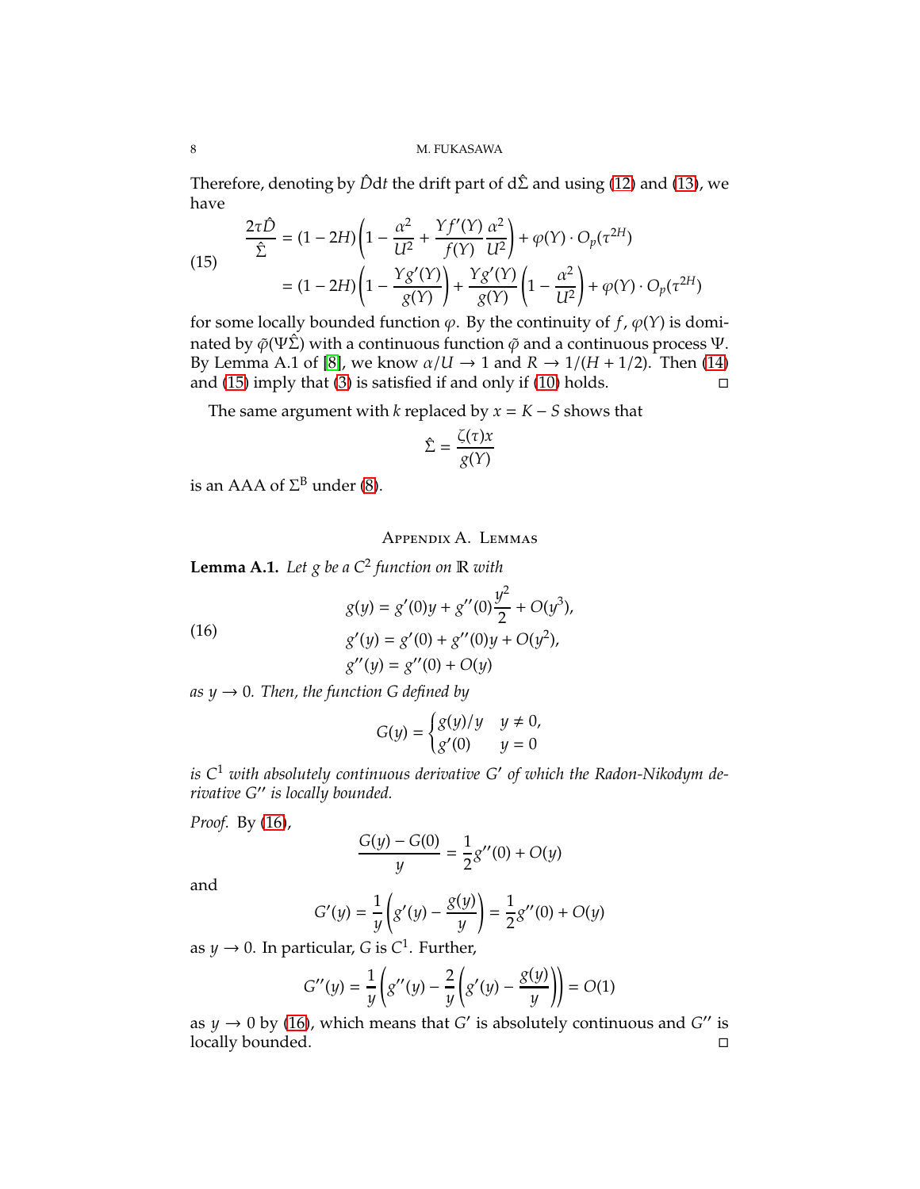Therefore, denoting by $\hat{D}\mathrm{d}t$ the drift part of $\mathrm{d}\hat{\Sigma}$ and using (12) and (13), we have

$$
\begin{aligned}
\frac{2\tau\hat{D}}{\hat{\Sigma}} &= (1-2H)\left(1 - \frac{\alpha^2}{U^2} + \frac{Yf'(Y)}{f(Y)}\frac{\alpha^2}{U^2}\right) + \varphi(Y)\cdot O_p(\tau^{2H}) \\
&= (1-2H)\left(1 - \frac{Yg'(Y)}{g(Y)}\right) + \frac{Yg'(Y)}{g(Y)}\left(1 - \frac{\alpha^2}{U^2}\right) + \varphi(Y)\cdot O_p(\tau^{2H})
\end{aligned}
\tag{15}
$$

for some locally bounded function $\varphi$. By the continuity of $f$, $\varphi(Y)$ is dominated by $\tilde{\varphi}(\Psi\hat{\Sigma})$ with a continuous function $\tilde{\varphi}$ and a continuous process $\Psi$. By Lemma A.1 of [8], we know $\alpha/U \to 1$ and $R \to 1/(H+1/2)$. Then (14) and (15) imply that (3) is satisfied if and only if (10) holds. ◻

The same argument with $k$ replaced by $x = K - S$ shows that

$$
\hat{\Sigma} = \frac{\zeta(\tau)x}{g(Y)}
$$

is an AAA of $\Sigma^{\mathrm{B}}$ under (8).

## Appendix A. Lemmas

**Lemma A.1.** *Let $g$ be a $C^2$ function on $\mathbb{R}$ with*

$$
\begin{aligned}
g(y) &= g'(0)y + g''(0)\frac{y^2}{2} + O(y^3), \\
g'(y) &= g'(0) + g''(0)y + O(y^2), \\
g''(y) &= g''(0) + O(y)
\end{aligned}
\tag{16}
$$

*as $y \to 0$. Then, the function $G$ defined by*

$$
G(y) = \begin{cases} g(y)/y & y \neq 0, \\ g'(0) & y = 0 \end{cases}
$$

*is $C^1$ with absolutely continuous derivative $G'$ of which the Radon-Nikodym derivative $G''$ is locally bounded.*

*Proof.* By (16),

$$
\frac{G(y) - G(0)}{y} = \frac{1}{2}g''(0) + O(y)
$$

and

$$
G'(y) = \frac{1}{y}\left(g'(y) - \frac{g(y)}{y}\right) = \frac{1}{2}g''(0) + O(y)
$$

as $y \to 0$. In particular, $G$ is $C^1$. Further,

$$
G''(y) = \frac{1}{y}\left(g''(y) - \frac{2}{y}\left(g'(y) - \frac{g(y)}{y}\right)\right) = O(1)
$$

as $y \to 0$ by (16), which means that $G'$ is absolutely continuous and $G''$ is locally bounded. ◻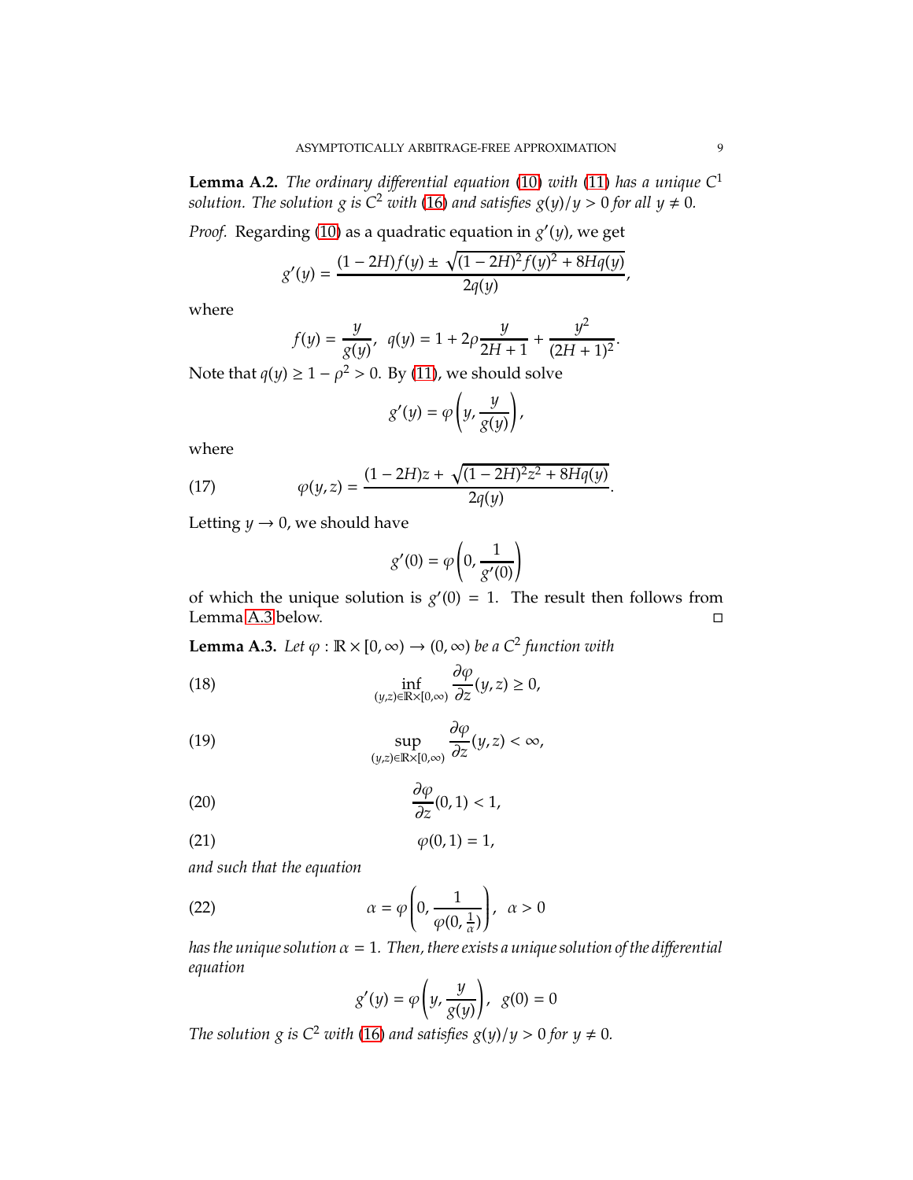**Lemma A.2.** *The ordinary differential equation (10) with (11) has a unique $C^1$ solution. The solution $g$ is $C^2$ with (16) and satisfies $g(y)/y > 0$ for all $y \neq 0$.*

*Proof.* Regarding (10) as a quadratic equation in $g'(y)$, we get

$$g'(y) = \frac{(1-2H)f(y) \pm \sqrt{(1-2H)^2 f(y)^2 + 8Hq(y)}}{2q(y)},$$

where

$$f(y) = \frac{y}{g(y)}, \quad q(y) = 1 + 2\rho \frac{y}{2H+1} + \frac{y^2}{(2H+1)^2}.$$

Note that $q(y) \geq 1 - \rho^2 > 0$. By (11), we should solve

$$g'(y) = \varphi\left(y, \frac{y}{g(y)}\right),$$

where

$$\varphi(y,z) = \frac{(1-2H)z + \sqrt{(1-2H)^2 z^2 + 8Hq(y)}}{2q(y)}. \tag{17}$$

Letting $y \to 0$, we should have

$$g'(0) = \varphi\left(0, \frac{1}{g'(0)}\right)$$

of which the unique solution is $g'(0) = 1$. The result then follows from Lemma A.3 below. $\square$

**Lemma A.3.** *Let $\varphi : \mathbb{R} \times [0,\infty) \to (0,\infty)$ be a $C^2$ function with*

$$\inf_{(y,z)\in\mathbb{R}\times[0,\infty)} \frac{\partial \varphi}{\partial z}(y,z) \geq 0, \tag{18}$$

$$\sup_{(y,z)\in\mathbb{R}\times[0,\infty)} \frac{\partial \varphi}{\partial z}(y,z) < \infty, \tag{19}$$

$$\frac{\partial \varphi}{\partial z}(0,1) < 1, \tag{20}$$

$$\varphi(0,1) = 1, \tag{21}$$

*and such that the equation*

$$\alpha = \varphi\left(0, \frac{1}{\varphi(0,\frac{1}{\alpha})}\right), \quad \alpha > 0 \tag{22}$$

*has the unique solution $\alpha = 1$. Then, there exists a unique solution of the differential equation*

$$g'(y) = \varphi\left(y, \frac{y}{g(y)}\right), \quad g(0) = 0$$

*The solution $g$ is $C^2$ with (16) and satisfies $g(y)/y > 0$ for $y \neq 0$.*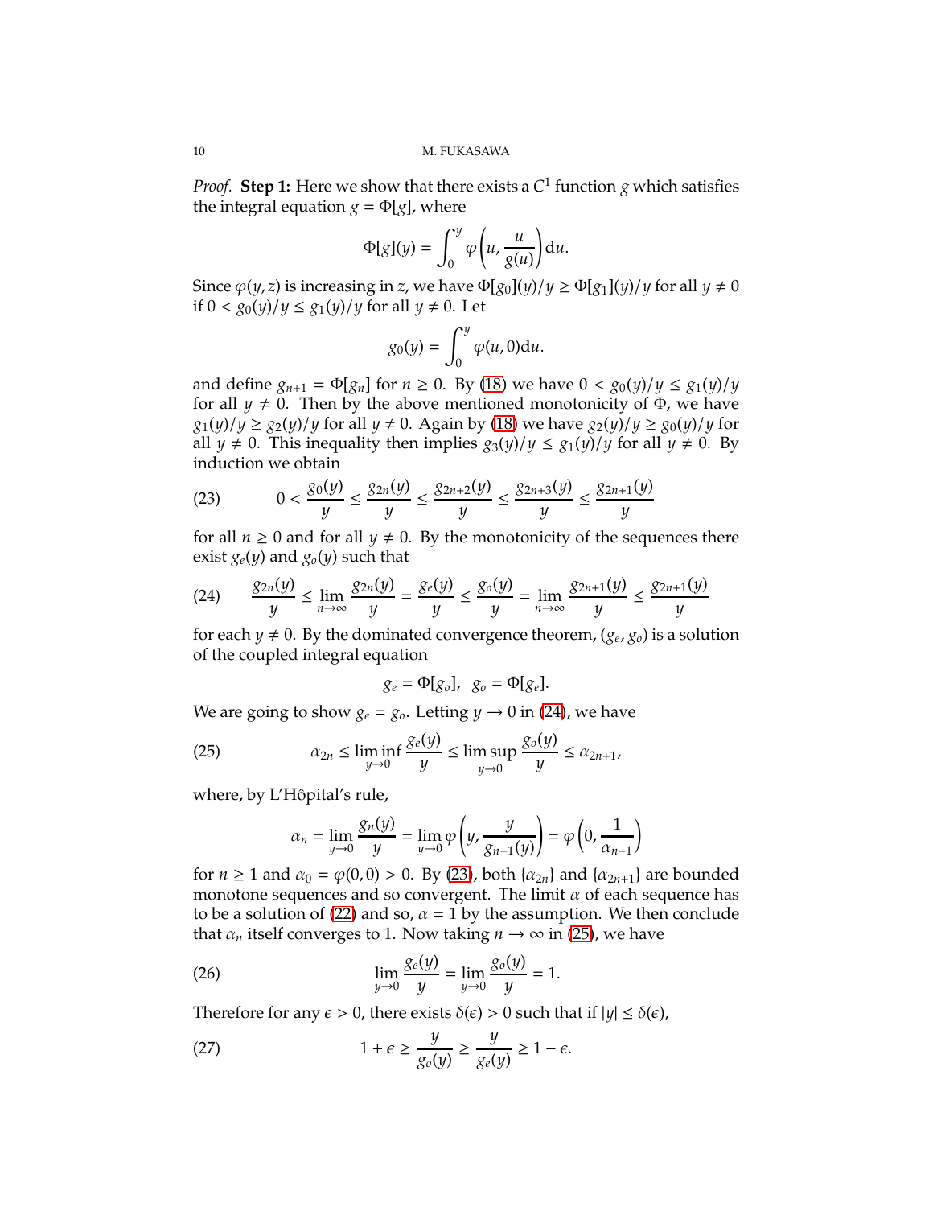*Proof.* **Step 1:** Here we show that there exists a $C^1$ function $g$ which satisfies the integral equation $g = \Phi[g]$, where

$$\Phi[g](y) = \int_0^y \varphi\left(u, \frac{u}{g(u)}\right) \mathrm{d}u.$$

Since $\varphi(y, z)$ is increasing in $z$, we have $\Phi[g_0](y)/y \geq \Phi[g_1](y)/y$ for all $y \neq 0$ if $0 < g_0(y)/y \leq g_1(y)/y$ for all $y \neq 0$. Let

$$g_0(y) = \int_0^y \varphi(u, 0) \mathrm{d}u.$$

and define $g_{n+1} = \Phi[g_n]$ for $n \geq 0$. By (18) we have $0 < g_0(y)/y \leq g_1(y)/y$ for all $y \neq 0$. Then by the above mentioned monotonicity of $\Phi$, we have $g_1(y)/y \geq g_2(y)/y$ for all $y \neq 0$. Again by (18) we have $g_2(y)/y \geq g_0(y)/y$ for all $y \neq 0$. This inequality then implies $g_3(y)/y \leq g_1(y)/y$ for all $y \neq 0$. By induction we obtain

$$0 < \frac{g_0(y)}{y} \leq \frac{g_{2n}(y)}{y} \leq \frac{g_{2n+2}(y)}{y} \leq \frac{g_{2n+3}(y)}{y} \leq \frac{g_{2n+1}(y)}{y} \tag{23}$$

for all $n \geq 0$ and for all $y \neq 0$. By the monotonicity of the sequences there exist $g_e(y)$ and $g_o(y)$ such that

$$\frac{g_{2n}(y)}{y} \leq \lim_{n\to\infty} \frac{g_{2n}(y)}{y} = \frac{g_e(y)}{y} \leq \frac{g_o(y)}{y} = \lim_{n\to\infty} \frac{g_{2n+1}(y)}{y} \leq \frac{g_{2n+1}(y)}{y} \tag{24}$$

for each $y \neq 0$. By the dominated convergence theorem, $(g_e, g_o)$ is a solution of the coupled integral equation

$$g_e = \Phi[g_o], \quad g_o = \Phi[g_e].$$

We are going to show $g_e = g_o$. Letting $y \to 0$ in (24), we have

$$\alpha_{2n} \leq \liminf_{y\to 0} \frac{g_e(y)}{y} \leq \limsup_{y\to 0} \frac{g_o(y)}{y} \leq \alpha_{2n+1}, \tag{25}$$

where, by L'Hôpital's rule,

$$\alpha_n = \lim_{y\to 0} \frac{g_n(y)}{y} = \lim_{y\to 0} \varphi\left(y, \frac{y}{g_{n-1}(y)}\right) = \varphi\left(0, \frac{1}{\alpha_{n-1}}\right)$$

for $n \geq 1$ and $\alpha_0 = \varphi(0,0) > 0$. By (23), both $\{\alpha_{2n}\}$ and $\{\alpha_{2n+1}\}$ are bounded monotone sequences and so convergent. The limit $\alpha$ of each sequence has to be a solution of (22) and so, $\alpha = 1$ by the assumption. We then conclude that $\alpha_n$ itself converges to 1. Now taking $n \to \infty$ in (25), we have

$$\lim_{y\to 0} \frac{g_e(y)}{y} = \lim_{y\to 0} \frac{g_o(y)}{y} = 1. \tag{26}$$

Therefore for any $\epsilon > 0$, there exists $\delta(\epsilon) > 0$ such that if $|y| \leq \delta(\epsilon)$,

$$1 + \epsilon \geq \frac{y}{g_o(y)} \geq \frac{y}{g_e(y)} \geq 1 - \epsilon. \tag{27}$$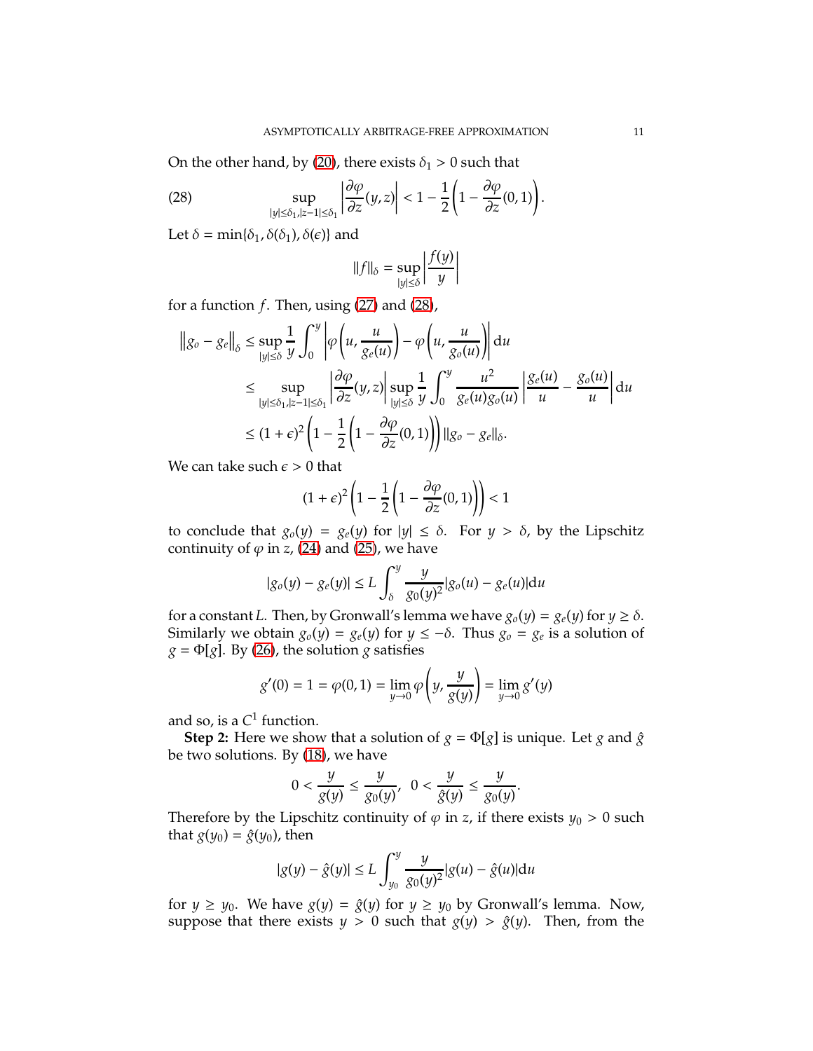On the other hand, by (20), there exists $\delta_1 > 0$ such that

$$\sup_{|y|\le\delta_1, |z-1|\le\delta_1} \left|\frac{\partial\varphi}{\partial z}(y,z)\right| < 1 - \frac{1}{2}\left(1 - \frac{\partial\varphi}{\partial z}(0,1)\right). \tag{28}$$

Let $\delta = \min\{\delta_1, \delta(\delta_1), \delta(\epsilon)\}$ and

$$\|f\|_\delta = \sup_{|y|\le\delta}\left|\frac{f(y)}{y}\right|$$

for a function $f$. Then, using (27) and (28),

$$\begin{aligned}
\left\|g_o - g_e\right\|_\delta &\le \sup_{|y|\le\delta} \frac{1}{y}\int_0^y \left|\varphi\left(u, \frac{u}{g_e(u)}\right) - \varphi\left(u, \frac{u}{g_o(u)}\right)\right| \mathrm{d}u \\
&\le \sup_{|y|\le\delta_1, |z-1|\le\delta_1} \left|\frac{\partial\varphi}{\partial z}(y,z)\right| \sup_{|y|\le\delta} \frac{1}{y}\int_0^y \frac{u^2}{g_e(u)g_o(u)}\left|\frac{g_e(u)}{u} - \frac{g_o(u)}{u}\right| \mathrm{d}u \\
&\le (1+\epsilon)^2\left(1 - \frac{1}{2}\left(1 - \frac{\partial\varphi}{\partial z}(0,1)\right)\right)\|g_o - g_e\|_\delta.
\end{aligned}$$

We can take such $\epsilon > 0$ that

$$(1+\epsilon)^2\left(1 - \frac{1}{2}\left(1 - \frac{\partial\varphi}{\partial z}(0,1)\right)\right) < 1$$

to conclude that $g_o(y) = g_e(y)$ for $|y| \le \delta$. For $y > \delta$, by the Lipschitz continuity of $\varphi$ in $z$, (24) and (25), we have

$$|g_o(y) - g_e(y)| \le L\int_\delta^y \frac{y}{g_0(y)^2}|g_o(u) - g_e(u)|\mathrm{d}u$$

for a constant $L$. Then, by Gronwall's lemma we have $g_o(y) = g_e(y)$ for $y \ge \delta$. Similarly we obtain $g_o(y) = g_e(y)$ for $y \le -\delta$. Thus $g_o = g_e$ is a solution of $g = \Phi[g]$. By (26), the solution $g$ satisfies

$$g'(0) = 1 = \varphi(0,1) = \lim_{y\to 0}\varphi\left(y, \frac{y}{g(y)}\right) = \lim_{y\to 0} g'(y)$$

and so, is a $C^1$ function.

**Step 2:** Here we show that a solution of $g = \Phi[g]$ is unique. Let $g$ and $\hat{g}$ be two solutions. By (18), we have

$$0 < \frac{y}{g(y)} \le \frac{y}{g_0(y)}, \quad 0 < \frac{y}{\hat{g}(y)} \le \frac{y}{g_0(y)}.$$

Therefore by the Lipschitz continuity of $\varphi$ in $z$, if there exists $y_0 > 0$ such that $g(y_0) = \hat{g}(y_0)$, then

$$|g(y) - \hat{g}(y)| \le L\int_{y_0}^y \frac{y}{g_0(y)^2}|g(u) - \hat{g}(u)|\mathrm{d}u$$

for $y \ge y_0$. We have $g(y) = \hat{g}(y)$ for $y \ge y_0$ by Gronwall's lemma. Now, suppose that there exists $y > 0$ such that $g(y) > \hat{g}(y)$. Then, from the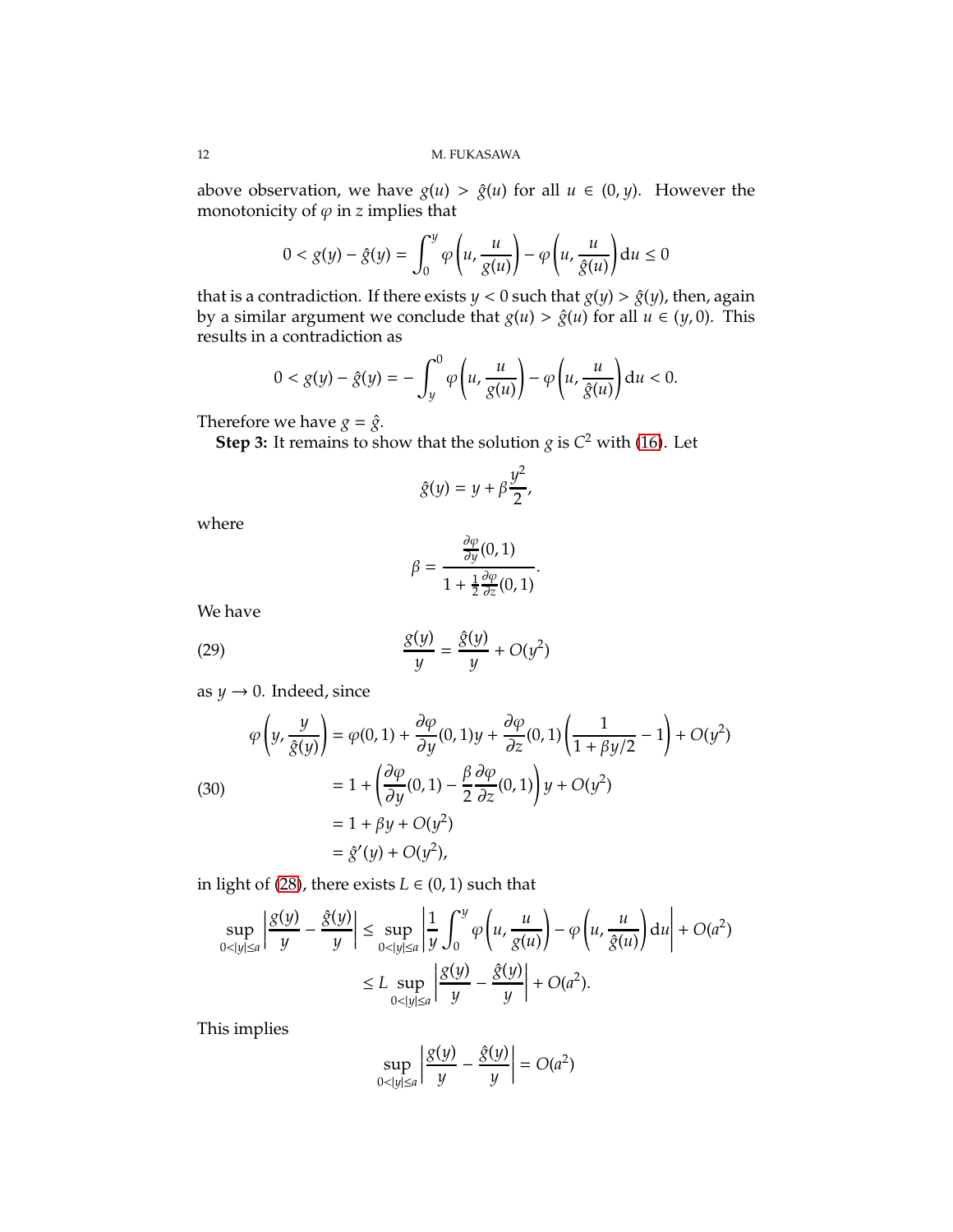above observation, we have $g(u) > \hat{g}(u)$ for all $u \in (0, y)$. However the monotonicity of $\varphi$ in $z$ implies that

$$0 < g(y) - \hat{g}(y) = \int_0^y \varphi\left(u, \frac{u}{g(u)}\right) - \varphi\left(u, \frac{u}{\hat{g}(u)}\right) \mathrm{d}u \leq 0$$

that is a contradiction. If there exists $y < 0$ such that $g(y) > \hat{g}(y)$, then, again by a similar argument we conclude that $g(u) > \hat{g}(u)$ for all $u \in (y, 0)$. This results in a contradiction as

$$0 < g(y) - \hat{g}(y) = -\int_y^0 \varphi\left(u, \frac{u}{g(u)}\right) - \varphi\left(u, \frac{u}{\hat{g}(u)}\right) \mathrm{d}u < 0.$$

Therefore we have $g = \hat{g}$.

**Step 3:** It remains to show that the solution $g$ is $C^2$ with (16). Let

$$\hat{g}(y) = y + \beta \frac{y^2}{2},$$

where

$$\beta = \frac{\frac{\partial \varphi}{\partial y}(0, 1)}{1 + \frac{1}{2}\frac{\partial \varphi}{\partial z}(0, 1)}.$$

We have

$$\frac{g(y)}{y} = \frac{\hat{g}(y)}{y} + O(y^2) \tag{29}$$

as $y \to 0$. Indeed, since

$$\begin{aligned}
\varphi\left(y, \frac{y}{\hat{g}(y)}\right) &= \varphi(0, 1) + \frac{\partial \varphi}{\partial y}(0, 1)y + \frac{\partial \varphi}{\partial z}(0, 1)\left(\frac{1}{1 + \beta y/2} - 1\right) + O(y^2) \\
&= 1 + \left(\frac{\partial \varphi}{\partial y}(0, 1) - \frac{\beta}{2}\frac{\partial \varphi}{\partial z}(0, 1)\right) y + O(y^2) \\
&= 1 + \beta y + O(y^2) \\
&= \hat{g}'(y) + O(y^2),
\end{aligned} \tag{30}$$

in light of (28), there exists $L \in (0, 1)$ such that

$$\begin{aligned}
\sup_{0<|y|\leq a} \left| \frac{g(y)}{y} - \frac{\hat{g}(y)}{y} \right| &\leq \sup_{0<|y|\leq a} \left| \frac{1}{y}\int_0^y \varphi\left(u, \frac{u}{g(u)}\right) - \varphi\left(u, \frac{u}{\hat{g}(u)}\right) \mathrm{d}u \right| + O(a^2) \\
&\leq L \sup_{0<|y|\leq a} \left| \frac{g(y)}{y} - \frac{\hat{g}(y)}{y} \right| + O(a^2).
\end{aligned}$$

This implies

$$\sup_{0<|y|\leq a} \left| \frac{g(y)}{y} - \frac{\hat{g}(y)}{y} \right| = O(a^2)$$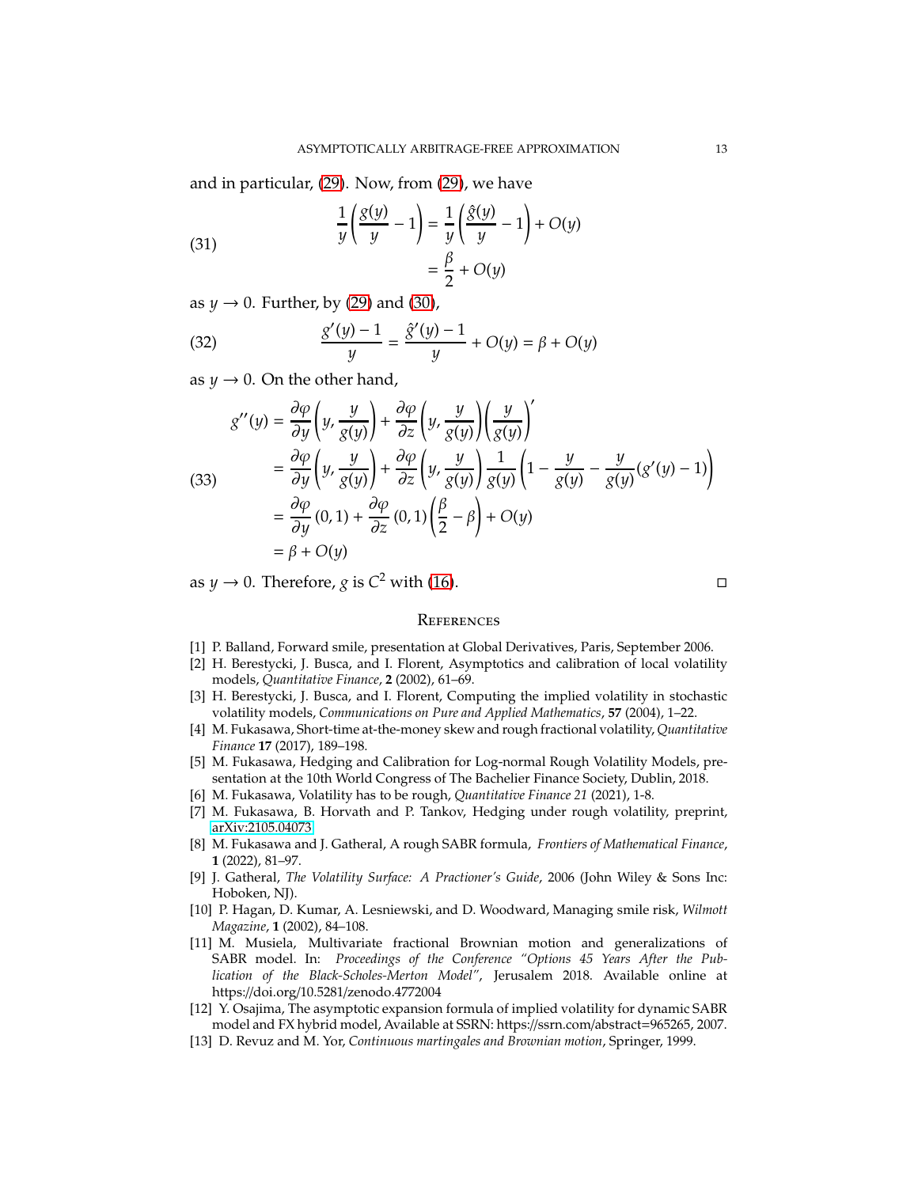and in particular, (29). Now, from (29), we have

$$
\begin{aligned}
\frac{1}{y}\left(\frac{g(y)}{y}-1\right) &= \frac{1}{y}\left(\frac{\hat{g}(y)}{y}-1\right)+O(y) \\
&= \frac{\beta}{2}+O(y)
\end{aligned}
\tag{31}
$$

as $y \to 0$. Further, by (29) and (30),

$$
\frac{g'(y)-1}{y} = \frac{\hat{g}'(y)-1}{y}+O(y) = \beta + O(y)
\tag{32}
$$

as $y \to 0$. On the other hand,

$$
\begin{aligned}
g''(y) &= \frac{\partial \varphi}{\partial y}\left(y, \frac{y}{g(y)}\right) + \frac{\partial \varphi}{\partial z}\left(y, \frac{y}{g(y)}\right)\left(\frac{y}{g(y)}\right)' \\
&= \frac{\partial \varphi}{\partial y}\left(y, \frac{y}{g(y)}\right) + \frac{\partial \varphi}{\partial z}\left(y, \frac{y}{g(y)}\right)\frac{1}{g(y)}\left(1-\frac{y}{g(y)}-\frac{y}{g(y)}(g'(y)-1)\right) \\
&= \frac{\partial \varphi}{\partial y}(0,1) + \frac{\partial \varphi}{\partial z}(0,1)\left(\frac{\beta}{2}-\beta\right)+O(y) \\
&= \beta + O(y)
\end{aligned}
\tag{33}
$$

as $y \to 0$. Therefore, $g$ is $C^2$ with (16). ◻

## References

[1] P. Balland, Forward smile, presentation at Global Derivatives, Paris, September 2006.

[2] H. Berestycki, J. Busca, and I. Florent, Asymptotics and calibration of local volatility models, *Quantitative Finance*, **2** (2002), 61–69.

[3] H. Berestycki, J. Busca, and I. Florent, Computing the implied volatility in stochastic volatility models, *Communications on Pure and Applied Mathematics*, **57** (2004), 1–22.

[4] M. Fukasawa, Short-time at-the-money skew and rough fractional volatility, *Quantitative Finance* **17** (2017), 189–198.

[5] M. Fukasawa, Hedging and Calibration for Log-normal Rough Volatility Models, presentation at the 10th World Congress of The Bachelier Finance Society, Dublin, 2018.

[6] M. Fukasawa, Volatility has to be rough, *Quantitative Finance 21* (2021), 1-8.

[7] M. Fukasawa, B. Horvath and P. Tankov, Hedging under rough volatility, preprint, arXiv:2105.04073

[8] M. Fukasawa and J. Gatheral, A rough SABR formula, *Frontiers of Mathematical Finance*, **1** (2022), 81–97.

[9] J. Gatheral, *The Volatility Surface: A Practioner's Guide*, 2006 (John Wiley & Sons Inc: Hoboken, NJ).

[10] P. Hagan, D. Kumar, A. Lesniewski, and D. Woodward, Managing smile risk, *Wilmott Magazine*, **1** (2002), 84–108.

[11] M. Musiela, Multivariate fractional Brownian motion and generalizations of SABR model. In: *Proceedings of the Conference "Options 45 Years After the Publication of the Black-Scholes-Merton Model"*, Jerusalem 2018. Available online at https://doi.org/10.5281/zenodo.4772004

[12] Y. Osajima, The asymptotic expansion formula of implied volatility for dynamic SABR model and FX hybrid model, Available at SSRN: https://ssrn.com/abstract=965265, 2007.

[13] D. Revuz and M. Yor, *Continuous martingales and Brownian motion*, Springer, 1999.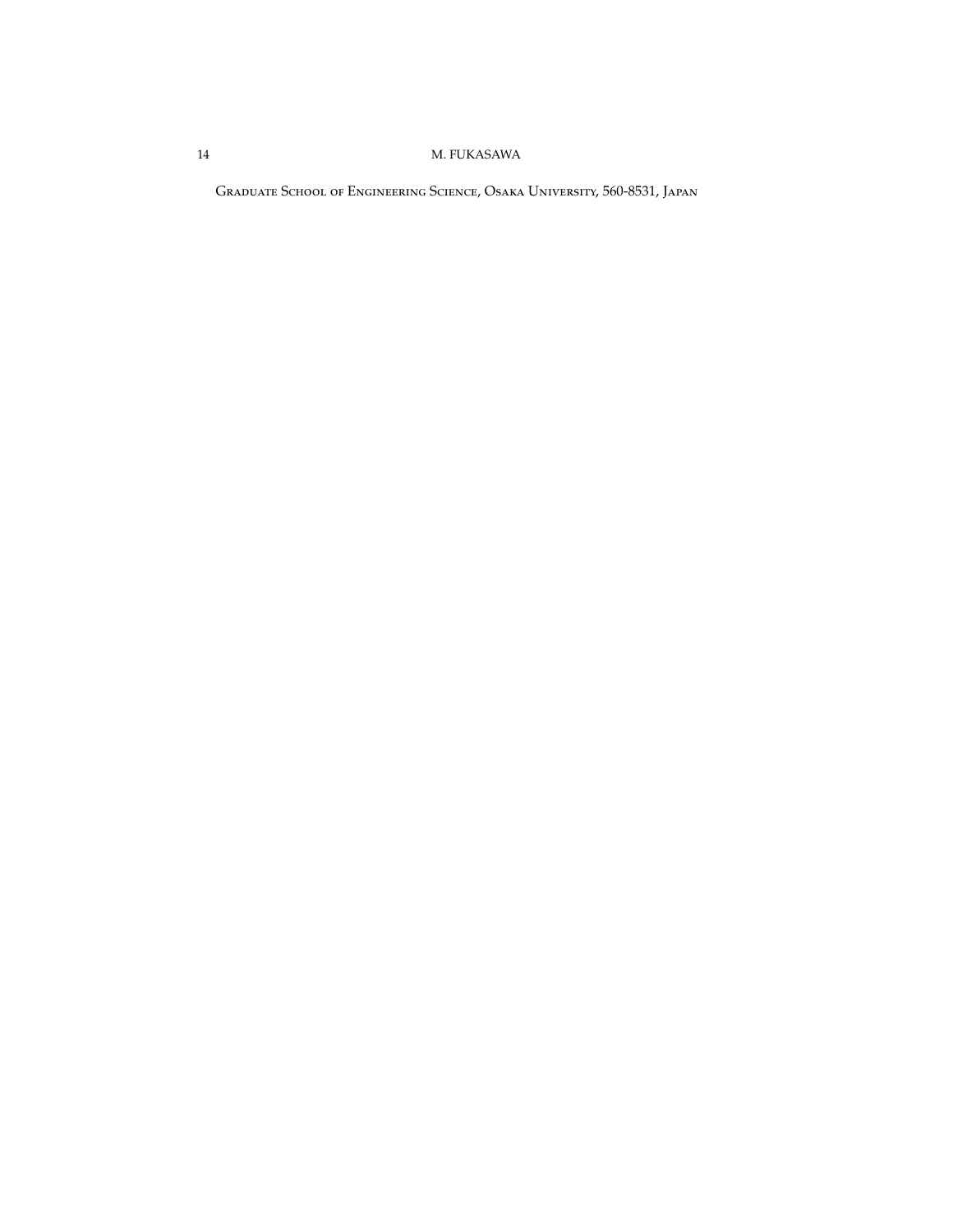Graduate School of Engineering Science, Osaka University, 560-8531, Japan